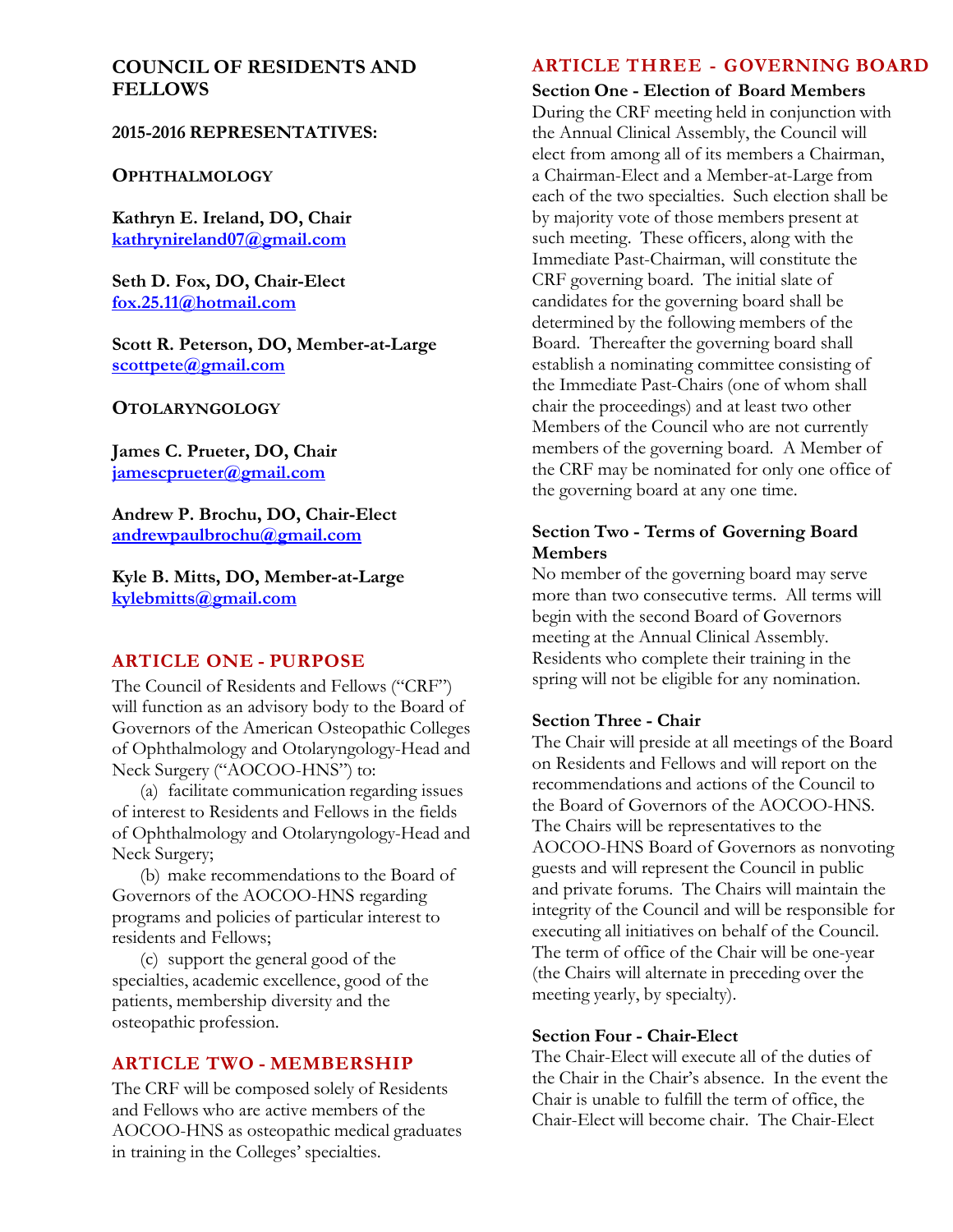## COUNCIL OF RESIDENTS AND FELLOWS

**2015-2016 REPRESENTATIVES:**

**OPHTHALMOLOGY**

**Kathryn E. Ireland, DO, Chair**
**kathrynireland07@gmail.com**

**Seth D. Fox, DO, Chair-Elect**
**fox.25.11@hotmail.com**

**Scott R. Peterson, DO, Member-at-Large**
**scottpete@gmail.com**

**OTOLARYNGOLOGY**

**James C. Prueter, DO, Chair**
**jamescprueter@gmail.com**

**Andrew P. Brochu, DO, Chair-Elect**
**andrewpaulbrochu@gmail.com**

**Kyle B. Mitts, DO, Member-at-Large**
**kylebmitts@gmail.com**

### ARTICLE ONE - PURPOSE

The Council of Residents and Fellows ("CRF") will function as an advisory body to the Board of Governors of the American Osteopathic Colleges of Ophthalmology and Otolaryngology-Head and Neck Surgery ("AOCOO-HNS") to:

(a) facilitate communication regarding issues of interest to Residents and Fellows in the fields of Ophthalmology and Otolaryngology-Head and Neck Surgery;

(b) make recommendations to the Board of Governors of the AOCOO-HNS regarding programs and policies of particular interest to residents and Fellows;

(c) support the general good of the specialties, academic excellence, good of the patients, membership diversity and the osteopathic profession.

### ARTICLE TWO - MEMBERSHIP

The CRF will be composed solely of Residents and Fellows who are active members of the AOCOO-HNS as osteopathic medical graduates in training in the Colleges' specialties.

### ARTICLE THREE - GOVERNING BOARD

**Section One - Election of Board Members**

During the CRF meeting held in conjunction with the Annual Clinical Assembly, the Council will elect from among all of its members a Chairman, a Chairman-Elect and a Member-at-Large from each of the two specialties. Such election shall be by majority vote of those members present at such meeting. These officers, along with the Immediate Past-Chairman, will constitute the CRF governing board. The initial slate of candidates for the governing board shall be determined by the following members of the Board. Thereafter the governing board shall establish a nominating committee consisting of the Immediate Past-Chairs (one of whom shall chair the proceedings) and at least two other Members of the Council who are not currently members of the governing board. A Member of the CRF may be nominated for only one office of the governing board at any one time.

**Section Two - Terms of Governing Board Members**

No member of the governing board may serve more than two consecutive terms. All terms will begin with the second Board of Governors meeting at the Annual Clinical Assembly. Residents who complete their training in the spring will not be eligible for any nomination.

**Section Three - Chair**

The Chair will preside at all meetings of the Board on Residents and Fellows and will report on the recommendations and actions of the Council to the Board of Governors of the AOCOO-HNS. The Chairs will be representatives to the AOCOO-HNS Board of Governors as nonvoting guests and will represent the Council in public and private forums. The Chairs will maintain the integrity of the Council and will be responsible for executing all initiatives on behalf of the Council. The term of office of the Chair will be one-year (the Chairs will alternate in preceding over the meeting yearly, by specialty).

**Section Four - Chair-Elect**

The Chair-Elect will execute all of the duties of the Chair in the Chair's absence. In the event the Chair is unable to fulfill the term of office, the Chair-Elect will become chair. The Chair-Elect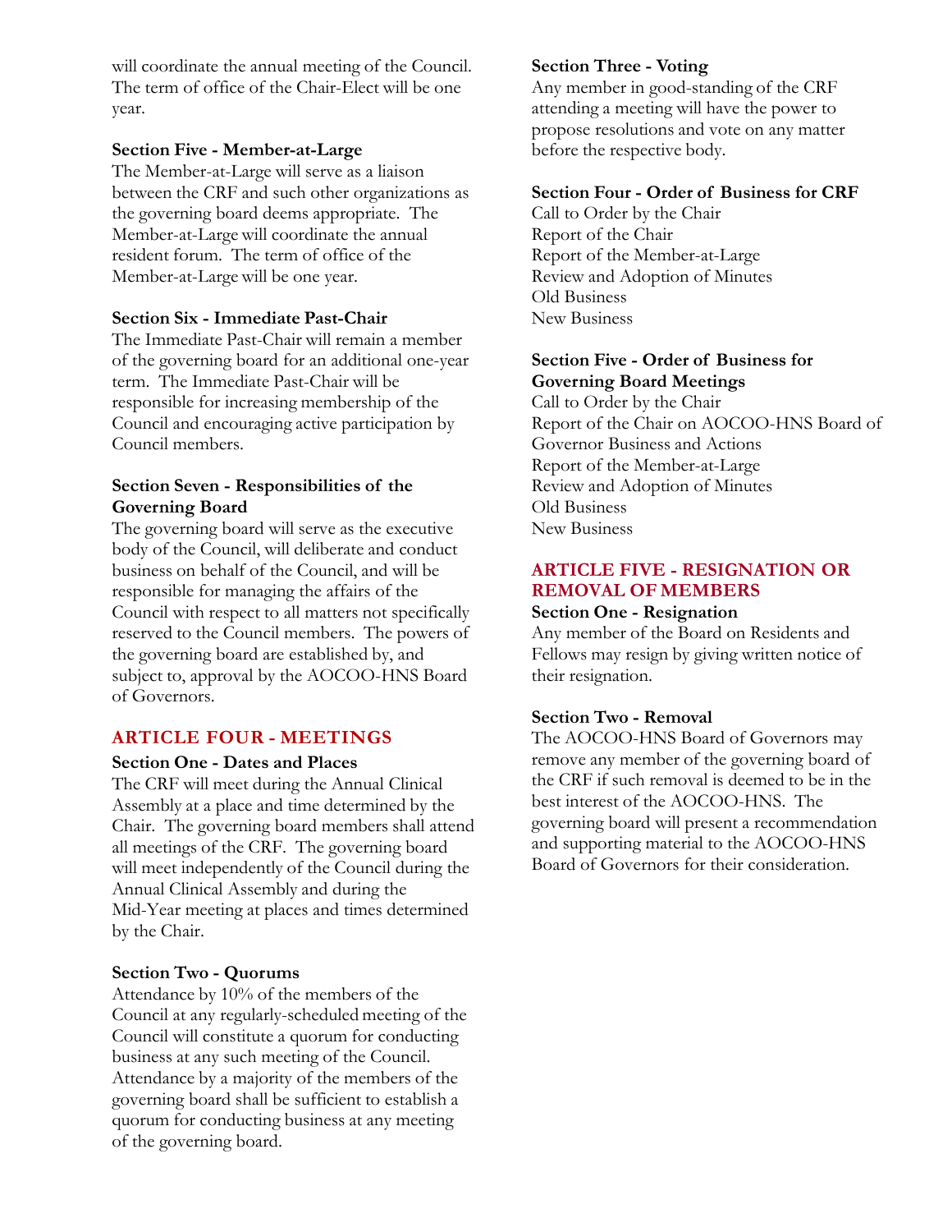will coordinate the annual meeting of the Council. The term of office of the Chair-Elect will be one year.

**Section Five - Member-at-Large**
The Member-at-Large will serve as a liaison between the CRF and such other organizations as the governing board deems appropriate. The Member-at-Large will coordinate the annual resident forum. The term of office of the Member-at-Large will be one year.

**Section Six - Immediate Past-Chair**
The Immediate Past-Chair will remain a member of the governing board for an additional one-year term. The Immediate Past-Chair will be responsible for increasing membership of the Council and encouraging active participation by Council members.

**Section Seven - Responsibilities of the Governing Board**
The governing board will serve as the executive body of the Council, will deliberate and conduct business on behalf of the Council, and will be responsible for managing the affairs of the Council with respect to all matters not specifically reserved to the Council members. The powers of the governing board are established by, and subject to, approval by the AOCOO-HNS Board of Governors.

## ARTICLE FOUR - MEETINGS

**Section One - Dates and Places**
The CRF will meet during the Annual Clinical Assembly at a place and time determined by the Chair. The governing board members shall attend all meetings of the CRF. The governing board will meet independently of the Council during the Annual Clinical Assembly and during the Mid-Year meeting at places and times determined by the Chair.

**Section Two - Quorums**
Attendance by 10% of the members of the Council at any regularly-scheduled meeting of the Council will constitute a quorum for conducting business at any such meeting of the Council. Attendance by a majority of the members of the governing board shall be sufficient to establish a quorum for conducting business at any meeting of the governing board.

**Section Three - Voting**
Any member in good-standing of the CRF attending a meeting will have the power to propose resolutions and vote on any matter before the respective body.

**Section Four - Order of Business for CRF**
Call to Order by the Chair
Report of the Chair
Report of the Member-at-Large
Review and Adoption of Minutes
Old Business
New Business

**Section Five - Order of Business for Governing Board Meetings**
Call to Order by the Chair
Report of the Chair on AOCOO-HNS Board of Governor Business and Actions
Report of the Member-at-Large
Review and Adoption of Minutes
Old Business
New Business

## ARTICLE FIVE - RESIGNATION OR REMOVAL OF MEMBERS

**Section One - Resignation**
Any member of the Board on Residents and Fellows may resign by giving written notice of their resignation.

**Section Two - Removal**
The AOCOO-HNS Board of Governors may remove any member of the governing board of the CRF if such removal is deemed to be in the best interest of the AOCOO-HNS. The governing board will present a recommendation and supporting material to the AOCOO-HNS Board of Governors for their consideration.